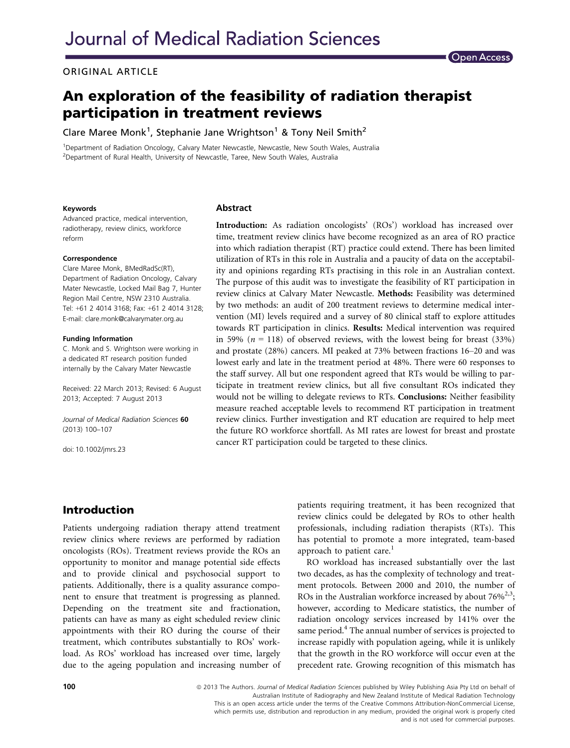ORIGINAL ARTICLE

# An exploration of the feasibility of radiation therapist participation in treatment reviews

Clare Maree Monk[1], Stephanie Jane Wrightson[1] & Tony Neil Smith[2]

[1]Department of Radiation Oncology, Calvary Mater Newcastle, Newcastle, New South Wales, Australia
[2]Department of Rural Health, University of Newcastle, Taree, New South Wales, Australia

**Keywords**

Advanced practice, medical intervention, radiotherapy, review clinics, workforce reform

**Correspondence**

Clare Maree Monk, BMedRadSc(RT), Department of Radiation Oncology, Calvary Mater Newcastle, Locked Mail Bag 7, Hunter Region Mail Centre, NSW 2310 Australia. Tel: +61 2 4014 3168; Fax: +61 2 4014 3128; E-mail: clare.monk@calvarymater.org.au

**Funding Information**

C. Monk and S. Wrightson were working in a dedicated RT research position funded internally by the Calvary Mater Newcastle

Received: 22 March 2013; Revised: 6 August 2013; Accepted: 7 August 2013

doi: 10.1002/jmrs.23

## Abstract

**Introduction:** As radiation oncologists' (ROs') workload has increased over time, treatment review clinics have become recognized as an area of RO practice into which radiation therapist (RT) practice could extend. There has been limited utilization of RTs in this role in Australia and a paucity of data on the acceptability and opinions regarding RTs practising in this role in an Australian context. The purpose of this audit was to investigate the feasibility of RT participation in review clinics at Calvary Mater Newcastle. **Methods:** Feasibility was determined by two methods: an audit of 200 treatment reviews to determine medical intervention (MI) levels required and a survey of 80 clinical staff to explore attitudes towards RT participation in clinics. **Results:** Medical intervention was required in 59% ($n = 118$) of observed reviews, with the lowest being for breast (33%) and prostate (28%) cancers. MI peaked at 73% between fractions 16–20 and was lowest early and late in the treatment period at 48%. There were 60 responses to the staff survey. All but one respondent agreed that RTs would be willing to participate in treatment review clinics, but all five consultant ROs indicated they would not be willing to delegate reviews to RTs. **Conclusions:** Neither feasibility measure reached acceptable levels to recommend RT participation in treatment review clinics. Further investigation and RT education are required to help meet the future RO workforce shortfall. As MI rates are lowest for breast and prostate cancer RT participation could be targeted to these clinics.

## Introduction

Patients undergoing radiation therapy attend treatment review clinics where reviews are performed by radiation oncologists (ROs). Treatment reviews provide the ROs an opportunity to monitor and manage potential side effects and to provide clinical and psychosocial support to patients. Additionally, there is a quality assurance component to ensure that treatment is progressing as planned. Depending on the treatment site and fractionation, patients can have as many as eight scheduled review clinic appointments with their RO during the course of their treatment, which contributes substantially to ROs' workload. As ROs' workload has increased over time, largely due to the ageing population and increasing number of patients requiring treatment, it has been recognized that review clinics could be delegated by ROs to other health professionals, including radiation therapists (RTs). This has potential to promote a more integrated, team-based approach to patient care.[1]

RO workload has increased substantially over the last two decades, as has the complexity of technology and treatment protocols. Between 2000 and 2010, the number of ROs in the Australian workforce increased by about 76%[2,3]; however, according to Medicare statistics, the number of radiation oncology services increased by 141% over the same period.[4] The annual number of services is projected to increase rapidly with population ageing, while it is unlikely that the growth in the RO workforce will occur even at the precedent rate. Growing recognition of this mismatch has

© 2013 The Authors. *Journal of Medical Radiation Sciences* published by Wiley Publishing Asia Pty Ltd on behalf of Australian Institute of Radiography and New Zealand Institute of Medical Radiation Technology
This is an open access article under the terms of the Creative Commons Attribution-NonCommercial License, which permits use, distribution and reproduction in any medium, provided the original work is properly cited and is not used for commercial purposes.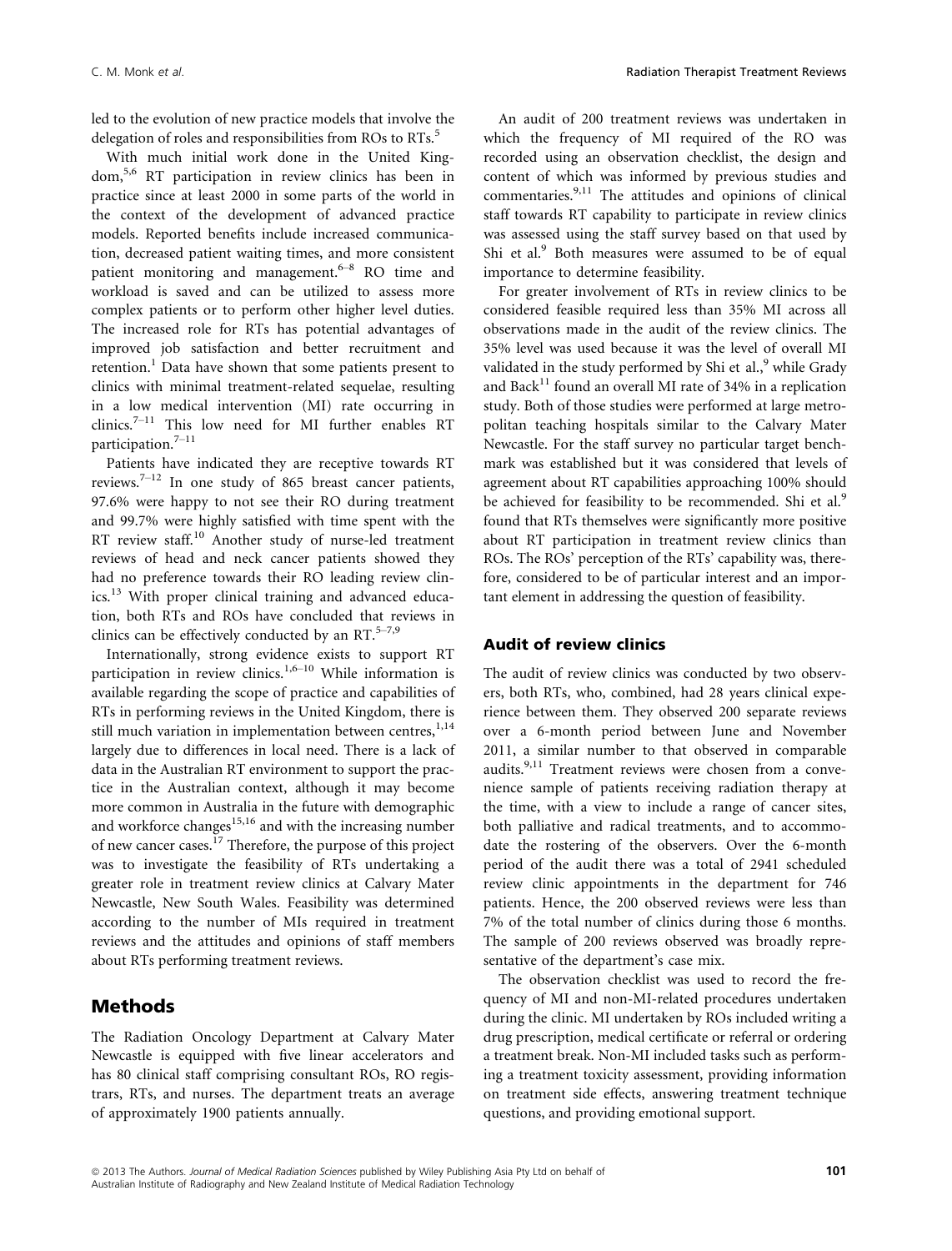led to the evolution of new practice models that involve the delegation of roles and responsibilities from ROs to RTs.[5]

With much initial work done in the United Kingdom,[5,6] RT participation in review clinics has been in practice since at least 2000 in some parts of the world in the context of the development of advanced practice models. Reported benefits include increased communication, decreased patient waiting times, and more consistent patient monitoring and management.[6–8] RO time and workload is saved and can be utilized to assess more complex patients or to perform other higher level duties. The increased role for RTs has potential advantages of improved job satisfaction and better recruitment and retention.[1] Data have shown that some patients present to clinics with minimal treatment-related sequelae, resulting in a low medical intervention (MI) rate occurring in clinics.[7–11] This low need for MI further enables RT participation.[7–11]

Patients have indicated they are receptive towards RT reviews.[7–12] In one study of 865 breast cancer patients, 97.6% were happy to not see their RO during treatment and 99.7% were highly satisfied with time spent with the RT review staff.[10] Another study of nurse-led treatment reviews of head and neck cancer patients showed they had no preference towards their RO leading review clinics.[13] With proper clinical training and advanced education, both RTs and ROs have concluded that reviews in clinics can be effectively conducted by an RT.[5–7,9]

Internationally, strong evidence exists to support RT participation in review clinics.[1,6–10] While information is available regarding the scope of practice and capabilities of RTs in performing reviews in the United Kingdom, there is still much variation in implementation between centres,[1,14] largely due to differences in local need. There is a lack of data in the Australian RT environment to support the practice in the Australian context, although it may become more common in Australia in the future with demographic and workforce changes[15,16] and with the increasing number of new cancer cases.[17] Therefore, the purpose of this project was to investigate the feasibility of RTs undertaking a greater role in treatment review clinics at Calvary Mater Newcastle, New South Wales. Feasibility was determined according to the number of MIs required in treatment reviews and the attitudes and opinions of staff members about RTs performing treatment reviews.

## Methods

The Radiation Oncology Department at Calvary Mater Newcastle is equipped with five linear accelerators and has 80 clinical staff comprising consultant ROs, RO registrars, RTs, and nurses. The department treats an average of approximately 1900 patients annually.

An audit of 200 treatment reviews was undertaken in which the frequency of MI required of the RO was recorded using an observation checklist, the design and content of which was informed by previous studies and commentaries.[9,11] The attitudes and opinions of clinical staff towards RT capability to participate in review clinics was assessed using the staff survey based on that used by Shi et al.[9] Both measures were assumed to be of equal importance to determine feasibility.

For greater involvement of RTs in review clinics to be considered feasible required less than 35% MI across all observations made in the audit of the review clinics. The 35% level was used because it was the level of overall MI validated in the study performed by Shi et al.,[9] while Grady and Back[11] found an overall MI rate of 34% in a replication study. Both of those studies were performed at large metropolitan teaching hospitals similar to the Calvary Mater Newcastle. For the staff survey no particular target benchmark was established but it was considered that levels of agreement about RT capabilities approaching 100% should be achieved for feasibility to be recommended. Shi et al.[9] found that RTs themselves were significantly more positive about RT participation in treatment review clinics than ROs. The ROs' perception of the RTs' capability was, therefore, considered to be of particular interest and an important element in addressing the question of feasibility.

### Audit of review clinics

The audit of review clinics was conducted by two observers, both RTs, who, combined, had 28 years clinical experience between them. They observed 200 separate reviews over a 6-month period between June and November 2011, a similar number to that observed in comparable audits.[9,11] Treatment reviews were chosen from a convenience sample of patients receiving radiation therapy at the time, with a view to include a range of cancer sites, both palliative and radical treatments, and to accommodate the rostering of the observers. Over the 6-month period of the audit there was a total of 2941 scheduled review clinic appointments in the department for 746 patients. Hence, the 200 observed reviews were less than 7% of the total number of clinics during those 6 months. The sample of 200 reviews observed was broadly representative of the department's case mix.

The observation checklist was used to record the frequency of MI and non-MI-related procedures undertaken during the clinic. MI undertaken by ROs included writing a drug prescription, medical certificate or referral or ordering a treatment break. Non-MI included tasks such as performing a treatment toxicity assessment, providing information on treatment side effects, answering treatment technique questions, and providing emotional support.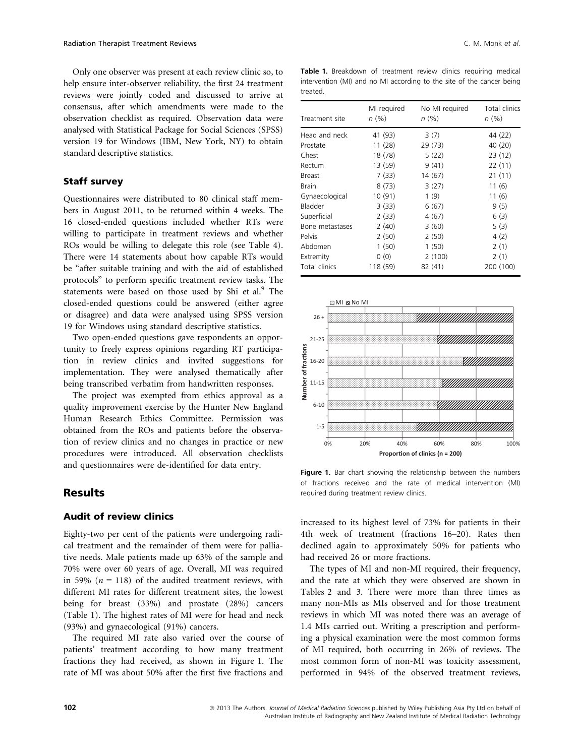Only one observer was present at each review clinic so, to help ensure inter-observer reliability, the first 24 treatment reviews were jointly coded and discussed to arrive at consensus, after which amendments were made to the observation checklist as required. Observation data were analysed with Statistical Package for Social Sciences (SPSS) version 19 for Windows (IBM, New York, NY) to obtain standard descriptive statistics.

### Staff survey

Questionnaires were distributed to 80 clinical staff members in August 2011, to be returned within 4 weeks. The 16 closed-ended questions included whether RTs were willing to participate in treatment reviews and whether ROs would be willing to delegate this role (see Table 4). There were 14 statements about how capable RTs would be "after suitable training and with the aid of established protocols" to perform specific treatment review tasks. The statements were based on those used by Shi et al.[9] The closed-ended questions could be answered (either agree or disagree) and data were analysed using SPSS version 19 for Windows using standard descriptive statistics.

Two open-ended questions gave respondents an opportunity to freely express opinions regarding RT participation in review clinics and invited suggestions for implementation. They were analysed thematically after being transcribed verbatim from handwritten responses.

The project was exempted from ethics approval as a quality improvement exercise by the Hunter New England Human Research Ethics Committee. Permission was obtained from the ROs and patients before the observation of review clinics and no changes in practice or new procedures were introduced. All observation checklists and questionnaires were de-identified for data entry.

## Results

### Audit of review clinics

Eighty-two per cent of the patients were undergoing radical treatment and the remainder of them were for palliative needs. Male patients made up 63% of the sample and 70% were over 60 years of age. Overall, MI was required in 59% ($n$ = 118) of the audited treatment reviews, with different MI rates for different treatment sites, the lowest being for breast (33%) and prostate (28%) cancers (Table 1). The highest rates of MI were for head and neck (93%) and gynaecological (91%) cancers.

The required MI rate also varied over the course of patients' treatment according to how many treatment fractions they had received, as shown in Figure 1. The rate of MI was about 50% after the first five fractions and increased to its highest level of 73% for patients in their 4th week of treatment (fractions 16–20). Rates then declined again to approximately 50% for patients who had received 26 or more fractions.

**Table 1.** Breakdown of treatment review clinics requiring medical intervention (MI) and no MI according to the site of the cancer being treated.

| Treatment site | MI required $n$ (%) | No MI required $n$ (%) | Total clinics $n$ (%) |
|---|---|---|---|
| Head and neck | 41 (93) | 3 (7) | 44 (22) |
| Prostate | 11 (28) | 29 (73) | 40 (20) |
| Chest | 18 (78) | 5 (22) | 23 (12) |
| Rectum | 13 (59) | 9 (41) | 22 (11) |
| Breast | 7 (33) | 14 (67) | 21 (11) |
| Brain | 8 (73) | 3 (27) | 11 (6) |
| Gynaecological | 10 (91) | 1 (9) | 11 (6) |
| Bladder | 3 (33) | 6 (67) | 9 (5) |
| Superficial | 2 (33) | 4 (67) | 6 (3) |
| Bone metastases | 2 (40) | 3 (60) | 5 (3) |
| Pelvis | 2 (50) | 2 (50) | 4 (2) |
| Abdomen | 1 (50) | 1 (50) | 2 (1) |
| Extremity | 0 (0) | 2 (100) | 2 (1) |
| Total clinics | 118 (59) | 82 (41) | 200 (100) |

**Figure 1.** Bar chart showing the relationship between the numbers of fractions received and the rate of medical intervention (MI) required during treatment review clinics.

The types of MI and non-MI required, their frequency, and the rate at which they were observed are shown in Tables 2 and 3. There were more than three times as many non-MIs as MIs observed and for those treatment reviews in which MI was noted there was an average of 1.4 MIs carried out. Writing a prescription and performing a physical examination were the most common forms of MI required, both occurring in 26% of reviews. The most common form of non-MI was toxicity assessment, performed in 94% of the observed treatment reviews,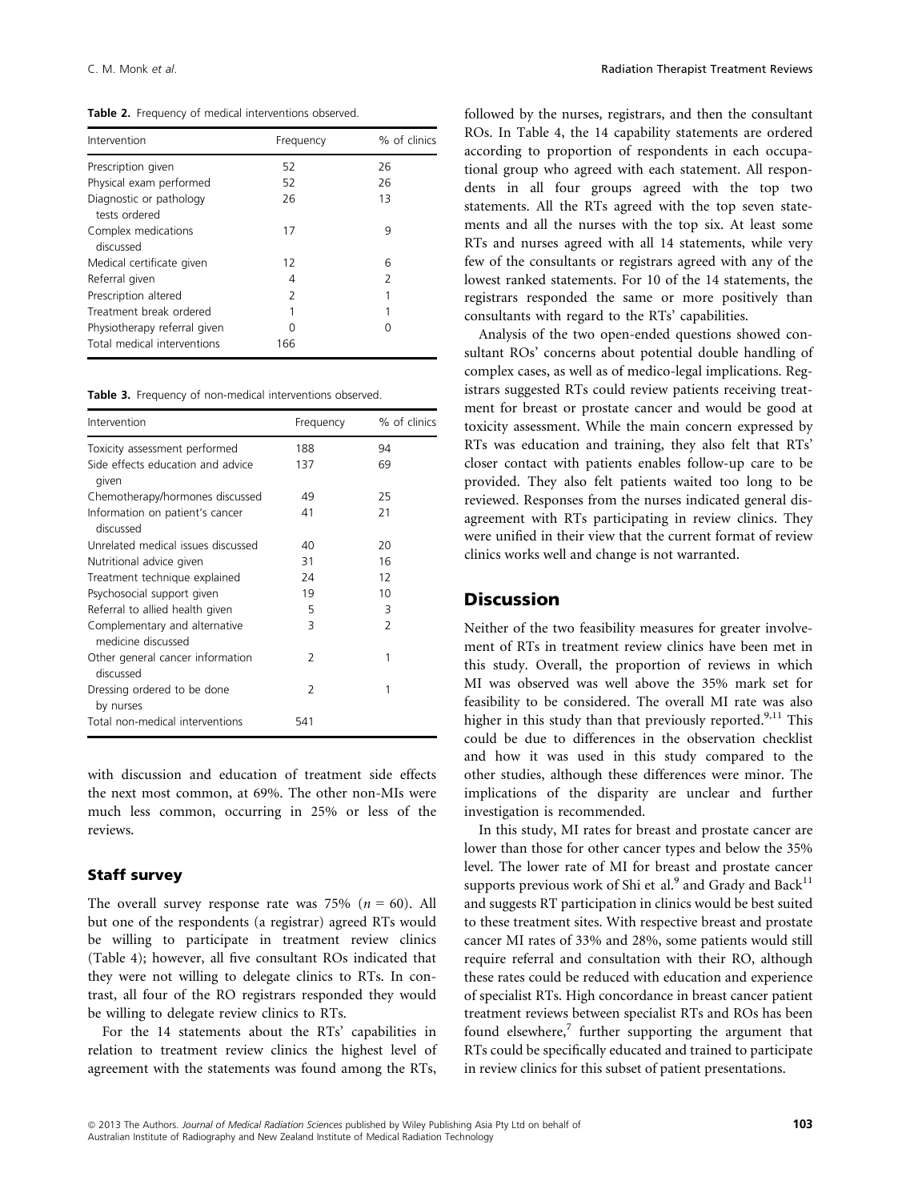**Table 2.** Frequency of medical interventions observed.

| Intervention | Frequency | % of clinics |
|---|---|---|
| Prescription given | 52 | 26 |
| Physical exam performed | 52 | 26 |
| Diagnostic or pathology tests ordered | 26 | 13 |
| Complex medications discussed | 17 | 9 |
| Medical certificate given | 12 | 6 |
| Referral given | 4 | 2 |
| Prescription altered | 2 | 1 |
| Treatment break ordered | 1 | 1 |
| Physiotherapy referral given | 0 | 0 |
| Total medical interventions | 166 | |

**Table 3.** Frequency of non-medical interventions observed.

| Intervention | Frequency | % of clinics |
|---|---|---|
| Toxicity assessment performed | 188 | 94 |
| Side effects education and advice given | 137 | 69 |
| Chemotherapy/hormones discussed | 49 | 25 |
| Information on patient's cancer discussed | 41 | 21 |
| Unrelated medical issues discussed | 40 | 20 |
| Nutritional advice given | 31 | 16 |
| Treatment technique explained | 24 | 12 |
| Psychosocial support given | 19 | 10 |
| Referral to allied health given | 5 | 3 |
| Complementary and alternative medicine discussed | 3 | 2 |
| Other general cancer information discussed | 2 | 1 |
| Dressing ordered to be done by nurses | 2 | 1 |
| Total non-medical interventions | 541 | |

with discussion and education of treatment side effects the next most common, at 69%. The other non-MIs were much less common, occurring in 25% or less of the reviews.

### Staff survey

The overall survey response rate was 75% ($n = 60$). All but one of the respondents (a registrar) agreed RTs would be willing to participate in treatment review clinics (Table 4); however, all five consultant ROs indicated that they were not willing to delegate clinics to RTs. In contrast, all four of the RO registrars responded they would be willing to delegate review clinics to RTs.

For the 14 statements about the RTs' capabilities in relation to treatment review clinics the highest level of agreement with the statements was found among the RTs, followed by the nurses, registrars, and then the consultant ROs. In Table 4, the 14 capability statements are ordered according to proportion of respondents in each occupational group who agreed with each statement. All respondents in all four groups agreed with the top two statements. All the RTs agreed with the top seven statements and all the nurses with the top six. At least some RTs and nurses agreed with all 14 statements, while very few of the consultants or registrars agreed with any of the lowest ranked statements. For 10 of the 14 statements, the registrars responded the same or more positively than consultants with regard to the RTs' capabilities.

Analysis of the two open-ended questions showed consultant ROs' concerns about potential double handling of complex cases, as well as of medico-legal implications. Registrars suggested RTs could review patients receiving treatment for breast or prostate cancer and would be good at toxicity assessment. While the main concern expressed by RTs was education and training, they also felt that RTs' closer contact with patients enables follow-up care to be provided. They also felt patients waited too long to be reviewed. Responses from the nurses indicated general disagreement with RTs participating in review clinics. They were unified in their view that the current format of review clinics works well and change is not warranted.

## Discussion

Neither of the two feasibility measures for greater involvement of RTs in treatment review clinics have been met in this study. Overall, the proportion of reviews in which MI was observed was well above the 35% mark set for feasibility to be considered. The overall MI rate was also higher in this study than that previously reported.[9,11] This could be due to differences in the observation checklist and how it was used in this study compared to the other studies, although these differences were minor. The implications of the disparity are unclear and further investigation is recommended.

In this study, MI rates for breast and prostate cancer are lower than those for other cancer types and below the 35% level. The lower rate of MI for breast and prostate cancer supports previous work of Shi et al.[9] and Grady and Back[11] and suggests RT participation in clinics would be best suited to these treatment sites. With respective breast and prostate cancer MI rates of 33% and 28%, some patients would still require referral and consultation with their RO, although these rates could be reduced with education and experience of specialist RTs. High concordance in breast cancer patient treatment reviews between specialist RTs and ROs has been found elsewhere,[7] further supporting the argument that RTs could be specifically educated and trained to participate in review clinics for this subset of patient presentations.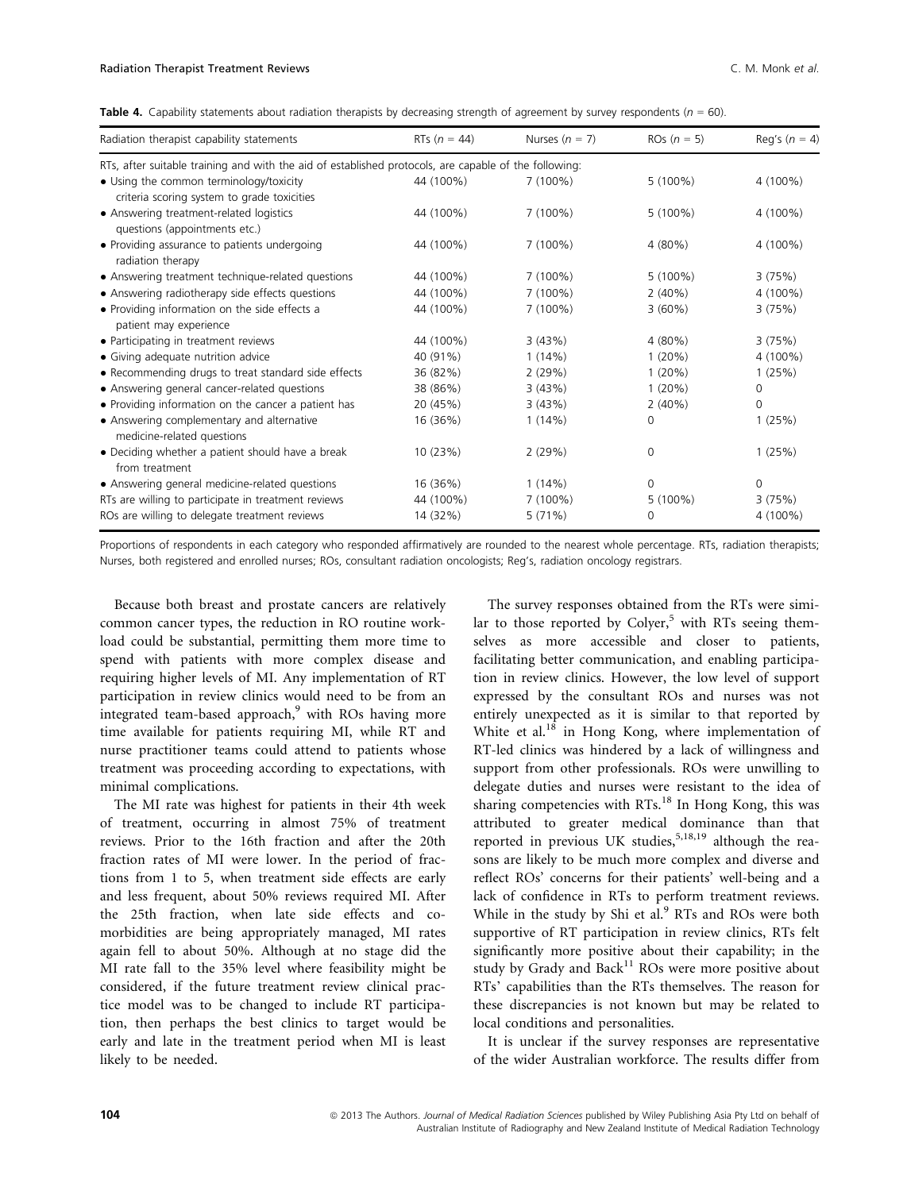**Table 4.** Capability statements about radiation therapists by decreasing strength of agreement by survey respondents ($n$ = 60).

| Radiation therapist capability statements | RTs ($n$ = 44) | Nurses ($n$ = 7) | ROs ($n$ = 5) | Reg's ($n$ = 4) |
|---|---|---|---|---|
| RTs, after suitable training and with the aid of established protocols, are capable of the following: | | | | |
| • Using the common terminology/toxicity criteria scoring system to grade toxicities | 44 (100%) | 7 (100%) | 5 (100%) | 4 (100%) |
| • Answering treatment-related logistics questions (appointments etc.) | 44 (100%) | 7 (100%) | 5 (100%) | 4 (100%) |
| • Providing assurance to patients undergoing radiation therapy | 44 (100%) | 7 (100%) | 4 (80%) | 4 (100%) |
| • Answering treatment technique-related questions | 44 (100%) | 7 (100%) | 5 (100%) | 3 (75%) |
| • Answering radiotherapy side effects questions | 44 (100%) | 7 (100%) | 2 (40%) | 4 (100%) |
| • Providing information on the side effects a patient may experience | 44 (100%) | 7 (100%) | 3 (60%) | 3 (75%) |
| • Participating in treatment reviews | 44 (100%) | 3 (43%) | 4 (80%) | 3 (75%) |
| • Giving adequate nutrition advice | 40 (91%) | 1 (14%) | 1 (20%) | 4 (100%) |
| • Recommending drugs to treat standard side effects | 36 (82%) | 2 (29%) | 1 (20%) | 1 (25%) |
| • Answering general cancer-related questions | 38 (86%) | 3 (43%) | 1 (20%) | 0 |
| • Providing information on the cancer a patient has | 20 (45%) | 3 (43%) | 2 (40%) | 0 |
| • Answering complementary and alternative medicine-related questions | 16 (36%) | 1 (14%) | 0 | 1 (25%) |
| • Deciding whether a patient should have a break from treatment | 10 (23%) | 2 (29%) | 0 | 1 (25%) |
| • Answering general medicine-related questions | 16 (36%) | 1 (14%) | 0 | 0 |
| RTs are willing to participate in treatment reviews | 44 (100%) | 7 (100%) | 5 (100%) | 3 (75%) |
| ROs are willing to delegate treatment reviews | 14 (32%) | 5 (71%) | 0 | 4 (100%) |

Proportions of respondents in each category who responded affirmatively are rounded to the nearest whole percentage. RTs, radiation therapists; Nurses, both registered and enrolled nurses; ROs, consultant radiation oncologists; Reg's, radiation oncology registrars.

Because both breast and prostate cancers are relatively common cancer types, the reduction in RO routine workload could be substantial, permitting them more time to spend with patients with more complex disease and requiring higher levels of MI. Any implementation of RT participation in review clinics would need to be from an integrated team-based approach,[9] with ROs having more time available for patients requiring MI, while RT and nurse practitioner teams could attend to patients whose treatment was proceeding according to expectations, with minimal complications.

The MI rate was highest for patients in their 4th week of treatment, occurring in almost 75% of treatment reviews. Prior to the 16th fraction and after the 20th fraction rates of MI were lower. In the period of fractions from 1 to 5, when treatment side effects are early and less frequent, about 50% reviews required MI. After the 25th fraction, when late side effects and comorbidities are being appropriately managed, MI rates again fell to about 50%. Although at no stage did the MI rate fall to the 35% level where feasibility might be considered, if the future treatment review clinical practice model was to be changed to include RT participation, then perhaps the best clinics to target would be early and late in the treatment period when MI is least likely to be needed.

The survey responses obtained from the RTs were similar to those reported by Colyer,[5] with RTs seeing themselves as more accessible and closer to patients, facilitating better communication, and enabling participation in review clinics. However, the low level of support expressed by the consultant ROs and nurses was not entirely unexpected as it is similar to that reported by White et al.[18] in Hong Kong, where implementation of RT-led clinics was hindered by a lack of willingness and support from other professionals. ROs were unwilling to delegate duties and nurses were resistant to the idea of sharing competencies with RTs.[18] In Hong Kong, this was attributed to greater medical dominance than that reported in previous UK studies,[5,18,19] although the reasons are likely to be much more complex and diverse and reflect ROs' concerns for their patients' well-being and a lack of confidence in RTs to perform treatment reviews. While in the study by Shi et al.[9] RTs and ROs were both supportive of RT participation in review clinics, RTs felt significantly more positive about their capability; in the study by Grady and Back[11] ROs were more positive about RTs' capabilities than the RTs themselves. The reason for these discrepancies is not known but may be related to local conditions and personalities.

It is unclear if the survey responses are representative of the wider Australian workforce. The results differ from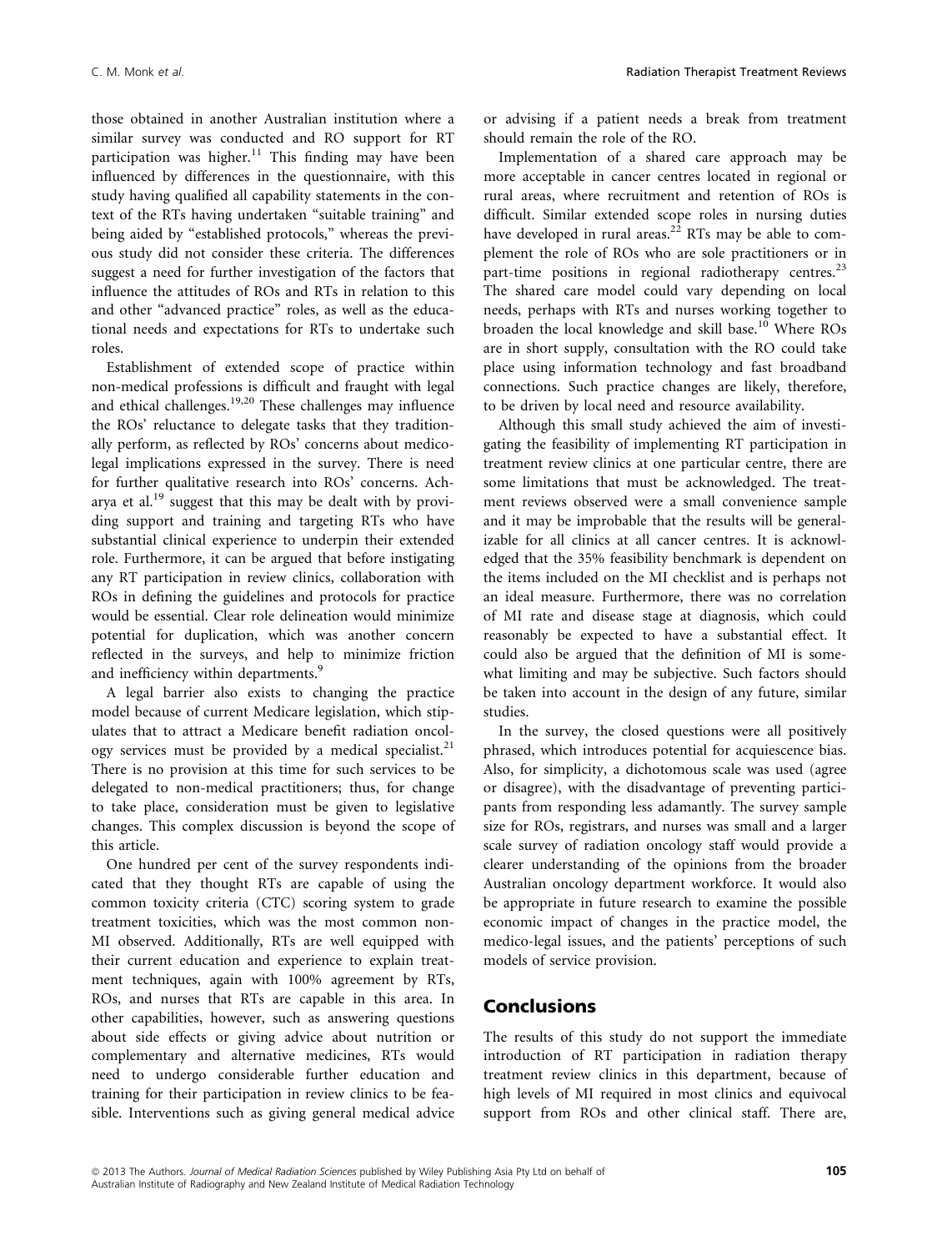those obtained in another Australian institution where a similar survey was conducted and RO support for RT participation was higher.[11] This finding may have been influenced by differences in the questionnaire, with this study having qualified all capability statements in the context of the RTs having undertaken "suitable training" and being aided by "established protocols," whereas the previous study did not consider these criteria. The differences suggest a need for further investigation of the factors that influence the attitudes of ROs and RTs in relation to this and other "advanced practice" roles, as well as the educational needs and expectations for RTs to undertake such roles.

Establishment of extended scope of practice within non-medical professions is difficult and fraught with legal and ethical challenges.[19,20] These challenges may influence the ROs' reluctance to delegate tasks that they traditionally perform, as reflected by ROs' concerns about medico-legal implications expressed in the survey. There is need for further qualitative research into ROs' concerns. Acharya et al.[19] suggest that this may be dealt with by providing support and training and targeting RTs who have substantial clinical experience to underpin their extended role. Furthermore, it can be argued that before instigating any RT participation in review clinics, collaboration with ROs in defining the guidelines and protocols for practice would be essential. Clear role delineation would minimize potential for duplication, which was another concern reflected in the surveys, and help to minimize friction and inefficiency within departments.[9]

A legal barrier also exists to changing the practice model because of current Medicare legislation, which stipulates that to attract a Medicare benefit radiation oncology services must be provided by a medical specialist.[21] There is no provision at this time for such services to be delegated to non-medical practitioners; thus, for change to take place, consideration must be given to legislative changes. This complex discussion is beyond the scope of this article.

One hundred per cent of the survey respondents indicated that they thought RTs are capable of using the common toxicity criteria (CTC) scoring system to grade treatment toxicities, which was the most common non-MI observed. Additionally, RTs are well equipped with their current education and experience to explain treatment techniques, again with 100% agreement by RTs, ROs, and nurses that RTs are capable in this area. In other capabilities, however, such as answering questions about side effects or giving advice about nutrition or complementary and alternative medicines, RTs would need to undergo considerable further education and training for their participation in review clinics to be feasible. Interventions such as giving general medical advice or advising if a patient needs a break from treatment should remain the role of the RO.

Implementation of a shared care approach may be more acceptable in cancer centres located in regional or rural areas, where recruitment and retention of ROs is difficult. Similar extended scope roles in nursing duties have developed in rural areas.[22] RTs may be able to complement the role of ROs who are sole practitioners or in part-time positions in regional radiotherapy centres.[23] The shared care model could vary depending on local needs, perhaps with RTs and nurses working together to broaden the local knowledge and skill base.[10] Where ROs are in short supply, consultation with the RO could take place using information technology and fast broadband connections. Such practice changes are likely, therefore, to be driven by local need and resource availability.

Although this small study achieved the aim of investigating the feasibility of implementing RT participation in treatment review clinics at one particular centre, there are some limitations that must be acknowledged. The treatment reviews observed were a small convenience sample and it may be improbable that the results will be generalizable for all clinics at all cancer centres. It is acknowledged that the 35% feasibility benchmark is dependent on the items included on the MI checklist and is perhaps not an ideal measure. Furthermore, there was no correlation of MI rate and disease stage at diagnosis, which could reasonably be expected to have a substantial effect. It could also be argued that the definition of MI is somewhat limiting and may be subjective. Such factors should be taken into account in the design of any future, similar studies.

In the survey, the closed questions were all positively phrased, which introduces potential for acquiescence bias. Also, for simplicity, a dichotomous scale was used (agree or disagree), with the disadvantage of preventing participants from responding less adamantly. The survey sample size for ROs, registrars, and nurses was small and a larger scale survey of radiation oncology staff would provide a clearer understanding of the opinions from the broader Australian oncology department workforce. It would also be appropriate in future research to examine the possible economic impact of changes in the practice model, the medico-legal issues, and the patients' perceptions of such models of service provision.

## Conclusions

The results of this study do not support the immediate introduction of RT participation in radiation therapy treatment review clinics in this department, because of high levels of MI required in most clinics and equivocal support from ROs and other clinical staff. There are,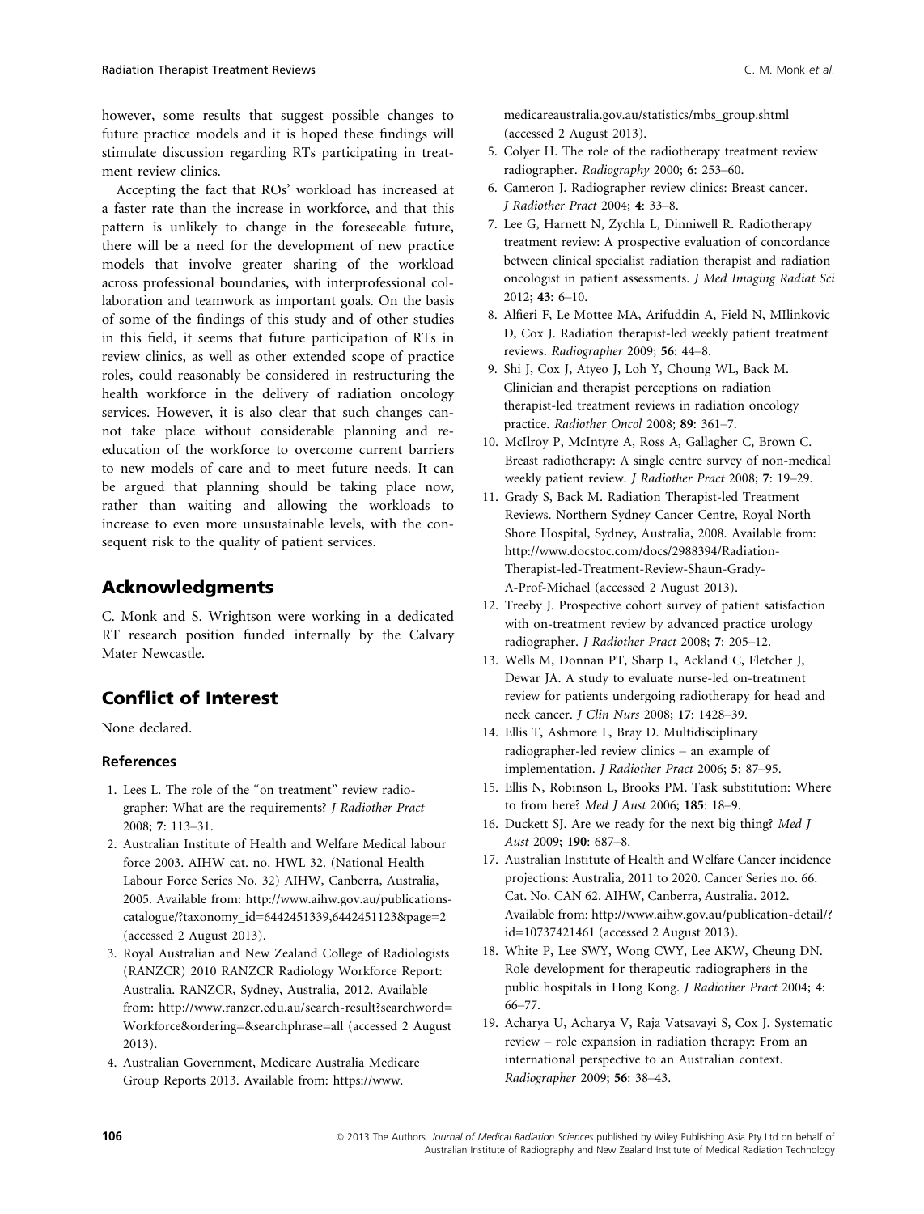however, some results that suggest possible changes to future practice models and it is hoped these findings will stimulate discussion regarding RTs participating in treatment review clinics.

Accepting the fact that ROs' workload has increased at a faster rate than the increase in workforce, and that this pattern is unlikely to change in the foreseeable future, there will be a need for the development of new practice models that involve greater sharing of the workload across professional boundaries, with interprofessional collaboration and teamwork as important goals. On the basis of some of the findings of this study and of other studies in this field, it seems that future participation of RTs in review clinics, as well as other extended scope of practice roles, could reasonably be considered in restructuring the health workforce in the delivery of radiation oncology services. However, it is also clear that such changes cannot take place without considerable planning and re-education of the workforce to overcome current barriers to new models of care and to meet future needs. It can be argued that planning should be taking place now, rather than waiting and allowing the workloads to increase to even more unsustainable levels, with the consequent risk to the quality of patient services.

## Acknowledgments

C. Monk and S. Wrightson were working in a dedicated RT research position funded internally by the Calvary Mater Newcastle.

## Conflict of Interest

None declared.

### References

1. Lees L. The role of the "on treatment" review radiographer: What are the requirements? *J Radiother Pract* 2008; **7**: 113–31.
2. Australian Institute of Health and Welfare Medical labour force 2003. AIHW cat. no. HWL 32. (National Health Labour Force Series No. 32) AIHW, Canberra, Australia, 2005. Available from: http://www.aihw.gov.au/publications-catalogue/?taxonomy_id=6442451339,6442451123&page=2 (accessed 2 August 2013).
3. Royal Australian and New Zealand College of Radiologists (RANZCR) 2010 RANZCR Radiology Workforce Report: Australia. RANZCR, Sydney, Australia, 2012. Available from: http://www.ranzcr.edu.au/search-result?searchword=Workforce&ordering=&searchphrase=all (accessed 2 August 2013).
4. Australian Government, Medicare Australia Medicare Group Reports 2013. Available from: https://www.medicareaustralia.gov.au/statistics/mbs_group.shtml (accessed 2 August 2013).
5. Colyer H. The role of the radiotherapy treatment review radiographer. *Radiography* 2000; **6**: 253–60.
6. Cameron J. Radiographer review clinics: Breast cancer. *J Radiother Pract* 2004; **4**: 33–8.
7. Lee G, Harnett N, Zychla L, Dinniwell R. Radiotherapy treatment review: A prospective evaluation of concordance between clinical specialist radiation therapist and radiation oncologist in patient assessments. *J Med Imaging Radiat Sci* 2012; **43**: 6–10.
8. Alfieri F, Le Mottee MA, Arifuddin A, Field N, MIlinkovic D, Cox J. Radiation therapist-led weekly patient treatment reviews. *Radiographer* 2009; **56**: 44–8.
9. Shi J, Cox J, Atyeo J, Loh Y, Choung WL, Back M. Clinician and therapist perceptions on radiation therapist-led treatment reviews in radiation oncology practice. *Radiother Oncol* 2008; **89**: 361–7.
10. McIlroy P, McIntyre A, Ross A, Gallagher C, Brown C. Breast radiotherapy: A single centre survey of non-medical weekly patient review. *J Radiother Pract* 2008; **7**: 19–29.
11. Grady S, Back M. Radiation Therapist-led Treatment Reviews. Northern Sydney Cancer Centre, Royal North Shore Hospital, Sydney, Australia, 2008. Available from: http://www.docstoc.com/docs/2988394/Radiation-Therapist-led-Treatment-Review-Shaun-Grady-A-Prof-Michael (accessed 2 August 2013).
12. Treeby J. Prospective cohort survey of patient satisfaction with on-treatment review by advanced practice urology radiographer. *J Radiother Pract* 2008; **7**: 205–12.
13. Wells M, Donnan PT, Sharp L, Ackland C, Fletcher J, Dewar JA. A study to evaluate nurse-led on-treatment review for patients undergoing radiotherapy for head and neck cancer. *J Clin Nurs* 2008; **17**: 1428–39.
14. Ellis T, Ashmore L, Bray D. Multidisciplinary radiographer-led review clinics – an example of implementation. *J Radiother Pract* 2006; **5**: 87–95.
15. Ellis N, Robinson L, Brooks PM. Task substitution: Where to from here? *Med J Aust* 2006; **185**: 18–9.
16. Duckett SJ. Are we ready for the next big thing? *Med J Aust* 2009; **190**: 687–8.
17. Australian Institute of Health and Welfare Cancer incidence projections: Australia, 2011 to 2020. Cancer Series no. 66. Cat. No. CAN 62. AIHW, Canberra, Australia. 2012. Available from: http://www.aihw.gov.au/publication-detail/?id=10737421461 (accessed 2 August 2013).
18. White P, Lee SWY, Wong CWY, Lee AKW, Cheung DN. Role development for therapeutic radiographers in the public hospitals in Hong Kong. *J Radiother Pract* 2004; **4**: 66–77.
19. Acharya U, Acharya V, Raja Vatsavayi S, Cox J. Systematic review – role expansion in radiation therapy: From an international perspective to an Australian context. *Radiographer* 2009; **56**: 38–43.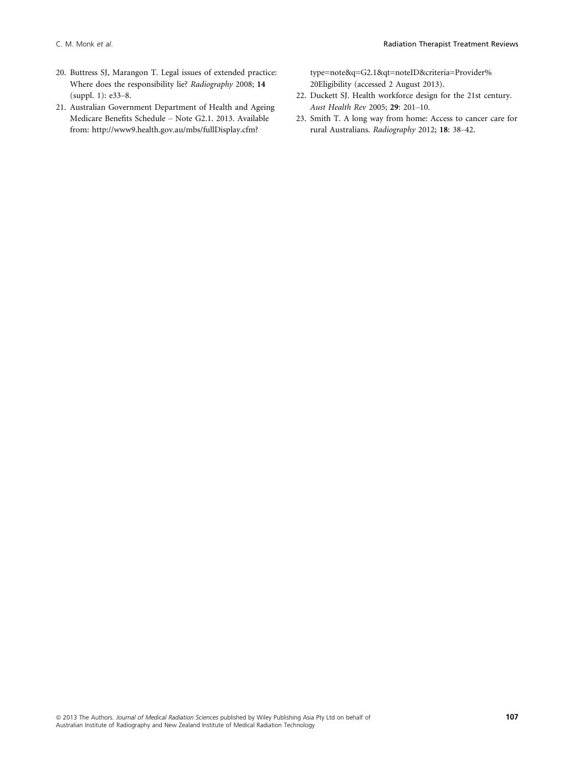20. Buttress SJ, Marangon T. Legal issues of extended practice: Where does the responsibility lie? *Radiography* 2008; **14** (suppl. 1): e33–8.
21. Australian Government Department of Health and Ageing Medicare Benefits Schedule – Note G2.1. 2013. Available from: http://www9.health.gov.au/mbs/fullDisplay.cfm?type=note&q=G2.1&qt=noteID&criteria=Provider%20Eligibility (accessed 2 August 2013).
22. Duckett SJ. Health workforce design for the 21st century. *Aust Health Rev* 2005; **29**: 201–10.
23. Smith T. A long way from home: Access to cancer care for rural Australians. *Radiography* 2012; **18**: 38–42.